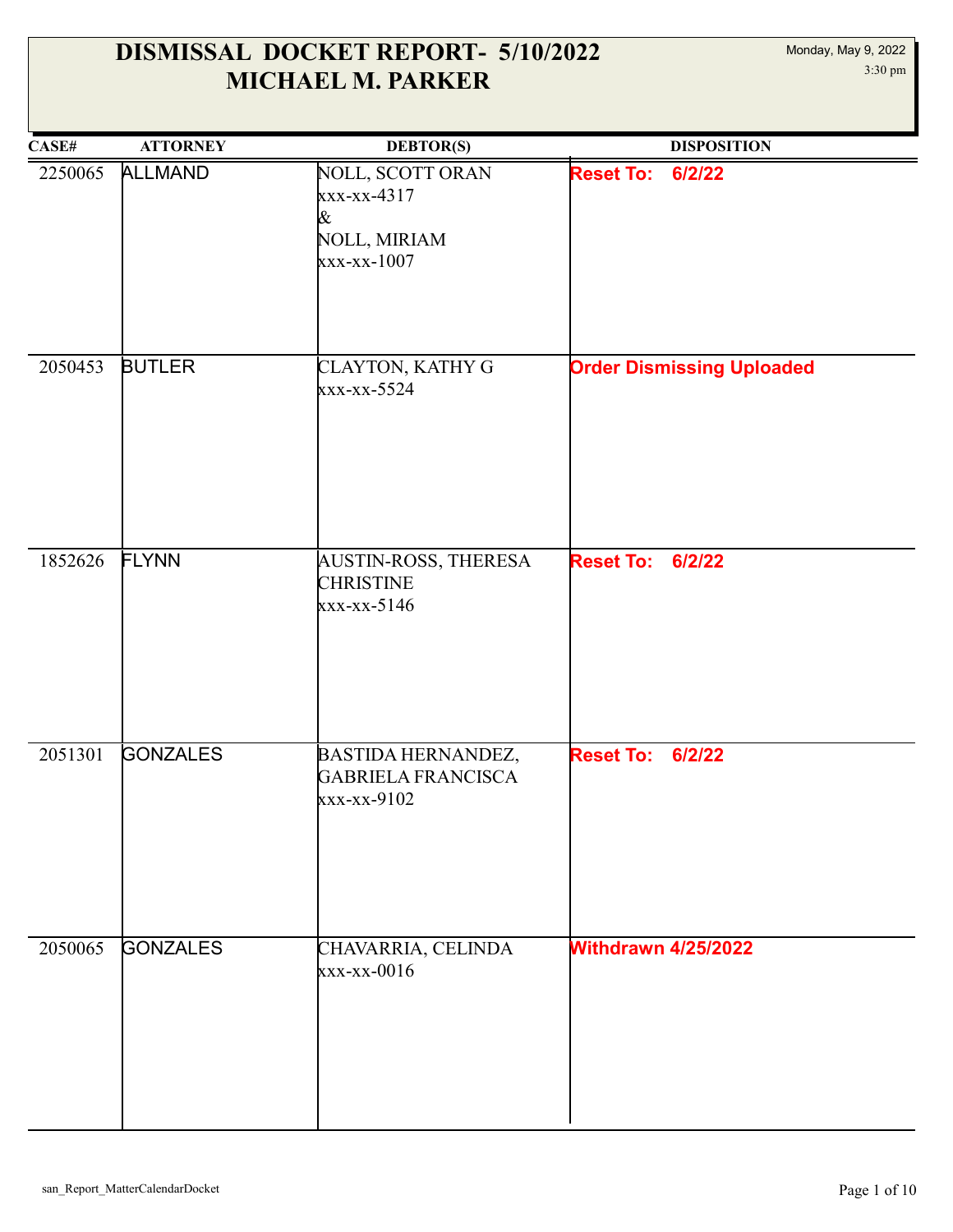# DISMISSAL DOCKET REPORT- 5/10/2022
# MICHAEL M. PARKER

Monday, May 9, 2022
3:30 pm

| CASE# | ATTORNEY | DEBTOR(S) | DISPOSITION |
|---|---|---|---|
| 2250065 | ALLMAND | NOLL, SCOTT ORAN<br>xxx-xx-4317<br>&<br>NOLL, MIRIAM<br>xxx-xx-1007 | **Reset To: 6/2/22** |
| 2050453 | BUTLER | CLAYTON, KATHY G<br>xxx-xx-5524 | **Order Dismissing Uploaded** |
| 1852626 | FLYNN | AUSTIN-ROSS, THERESA CHRISTINE<br>xxx-xx-5146 | **Reset To: 6/2/22** |
| 2051301 | GONZALES | BASTIDA HERNANDEZ, GABRIELA FRANCISCA<br>xxx-xx-9102 | **Reset To: 6/2/22** |
| 2050065 | GONZALES | CHAVARRIA, CELINDA<br>xxx-xx-0016 | **Withdrawn 4/25/2022** |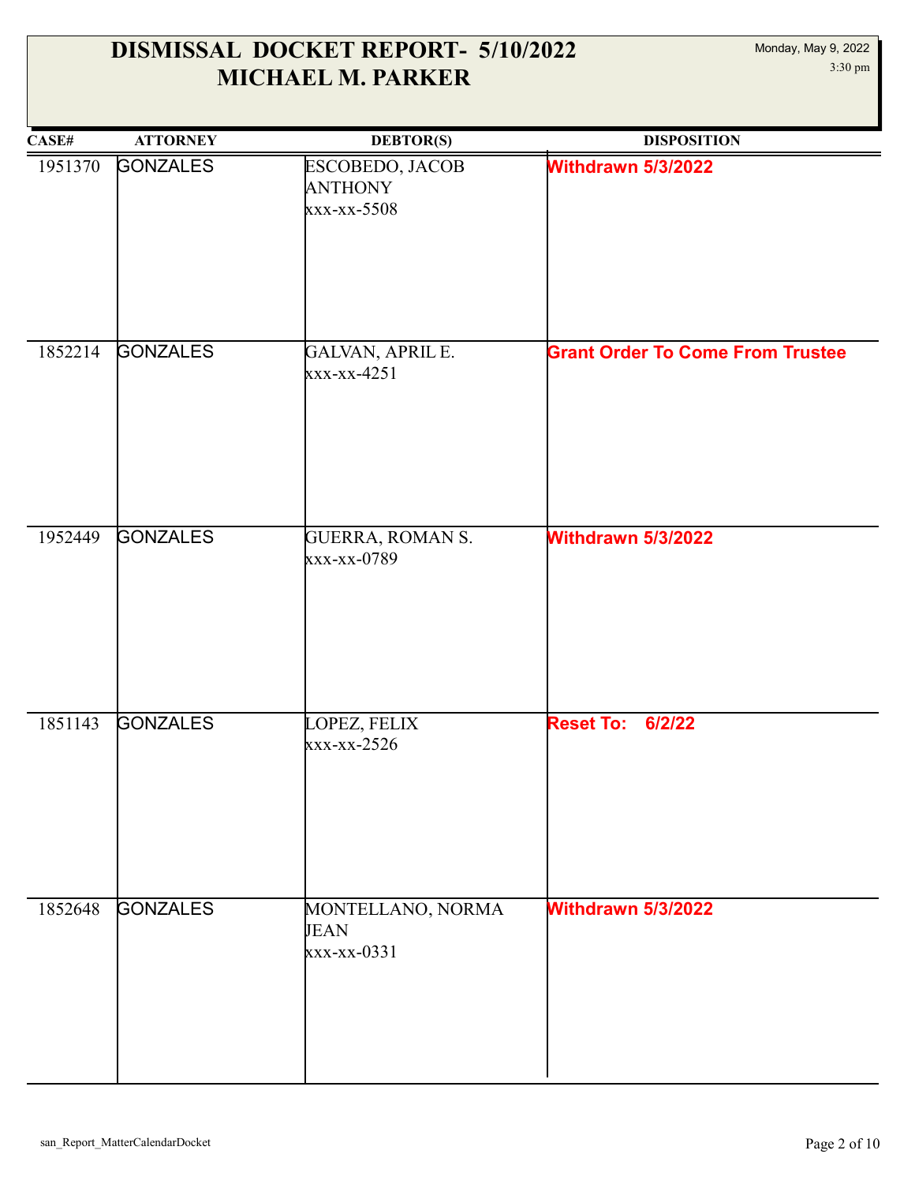# DISMISSAL DOCKET REPORT- 5/10/2022
# MICHAEL M. PARKER

Monday, May 9, 2022
3:30 pm

| CASE# | ATTORNEY | DEBTOR(S) | DISPOSITION |
|---|---|---|---|
| 1951370 | GONZALES | ESCOBEDO, JACOB ANTHONY<br>xxx-xx-5508 | **Withdrawn 5/3/2022** |
| 1852214 | GONZALES | GALVAN, APRIL E.<br>xxx-xx-4251 | **Grant Order To Come From Trustee** |
| 1952449 | GONZALES | GUERRA, ROMAN S.<br>xxx-xx-0789 | **Withdrawn 5/3/2022** |
| 1851143 | GONZALES | LOPEZ, FELIX<br>xxx-xx-2526 | **Reset To: 6/2/22** |
| 1852648 | GONZALES | MONTELLANO, NORMA JEAN<br>xxx-xx-0331 | **Withdrawn 5/3/2022** |

san_Report_MatterCalendarDocket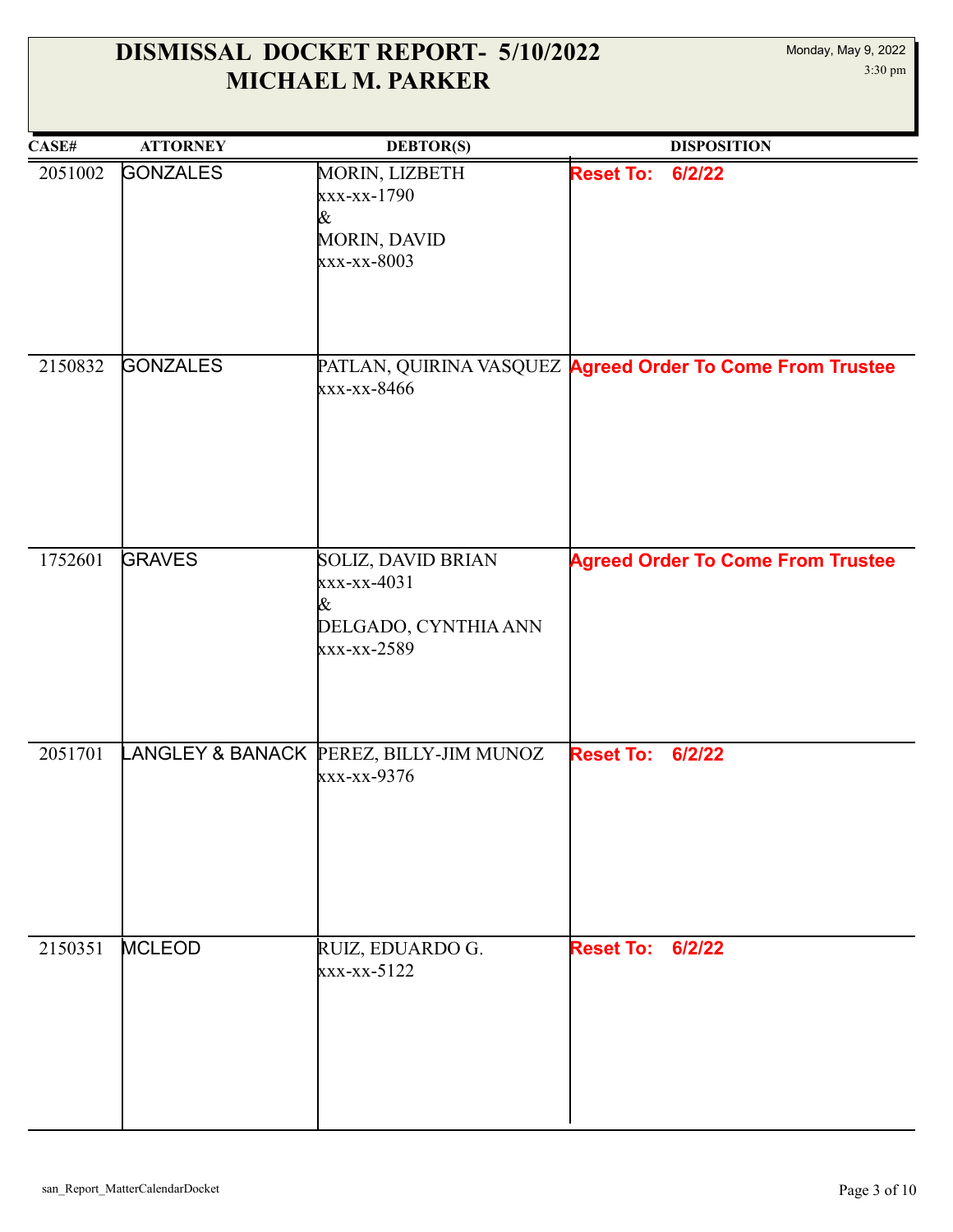# DISMISSAL DOCKET REPORT- 5/10/2022
# MICHAEL M. PARKER

Monday, May 9, 2022
3:30 pm

| CASE# | ATTORNEY | DEBTOR(S) | DISPOSITION |
|---|---|---|---|
| 2051002 | GONZALES | MORIN, LIZBETH<br>xxx-xx-1790<br>&<br>MORIN, DAVID<br>xxx-xx-8003 | **Reset To: 6/2/22** |
| 2150832 | GONZALES | PATLAN, QUIRINA VASQUEZ<br>xxx-xx-8466 | **Agreed Order To Come From Trustee** |
| 1752601 | GRAVES | SOLIZ, DAVID BRIAN<br>xxx-xx-4031<br>&<br>DELGADO, CYNTHIA ANN<br>xxx-xx-2589 | **Agreed Order To Come From Trustee** |
| 2051701 | LANGLEY & BANACK | PEREZ, BILLY-JIM MUNOZ<br>xxx-xx-9376 | **Reset To: 6/2/22** |
| 2150351 | MCLEOD | RUIZ, EDUARDO G.<br>xxx-xx-5122 | **Reset To: 6/2/22** |

san_Report_MatterCalendarDocket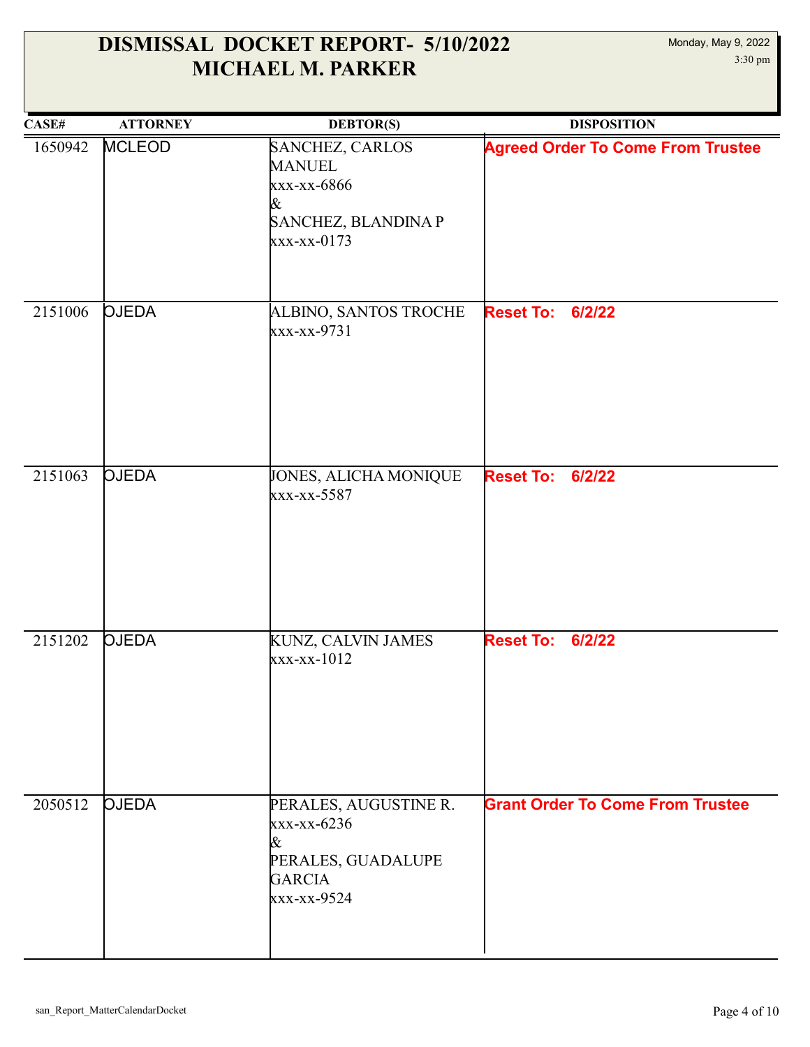# DISMISSAL DOCKET REPORT- 5/10/2022
# MICHAEL M. PARKER

Monday, May 9, 2022
3:30 pm

| CASE# | ATTORNEY | DEBTOR(S) | DISPOSITION |
|---|---|---|---|
| 1650942 | MCLEOD | SANCHEZ, CARLOS MANUEL<br>xxx-xx-6866<br>&<br>SANCHEZ, BLANDINA P<br>xxx-xx-0173 | **Agreed Order To Come From Trustee** |
| 2151006 | OJEDA | ALBINO, SANTOS TROCHE<br>xxx-xx-9731 | **Reset To: 6/2/22** |
| 2151063 | OJEDA | JONES, ALICHA MONIQUE<br>xxx-xx-5587 | **Reset To: 6/2/22** |
| 2151202 | OJEDA | KUNZ, CALVIN JAMES<br>xxx-xx-1012 | **Reset To: 6/2/22** |
| 2050512 | OJEDA | PERALES, AUGUSTINE R.<br>xxx-xx-6236<br>&<br>PERALES, GUADALUPE GARCIA<br>xxx-xx-9524 | **Grant Order To Come From Trustee** |

san_Report_MatterCalendarDocket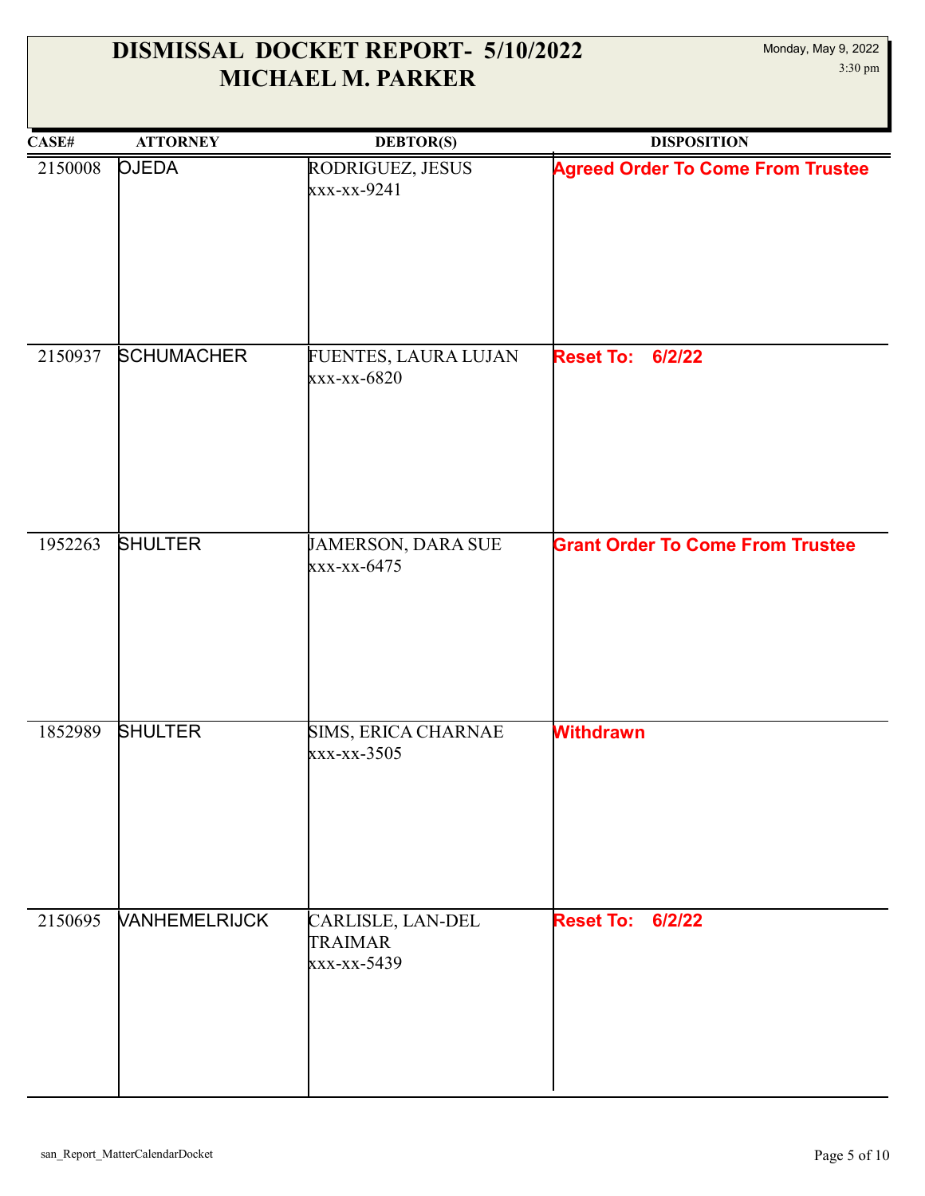# DISMISSAL DOCKET REPORT- 5/10/2022
# MICHAEL M. PARKER

Monday, May 9, 2022
3:30 pm

| CASE# | ATTORNEY | DEBTOR(S) | DISPOSITION |
|---|---|---|---|
| 2150008 | OJEDA | RODRIGUEZ, JESUS<br>xxx-xx-9241 | **Agreed Order To Come From Trustee** |
| 2150937 | SCHUMACHER | FUENTES, LAURA LUJAN<br>xxx-xx-6820 | **Reset To: 6/2/22** |
| 1952263 | SHULTER | JAMERSON, DARA SUE<br>xxx-xx-6475 | **Grant Order To Come From Trustee** |
| 1852989 | SHULTER | SIMS, ERICA CHARNAE<br>xxx-xx-3505 | **Withdrawn** |
| 2150695 | VANHEMELRIJCK | CARLISLE, LAN-DEL TRAIMAR<br>xxx-xx-5439 | **Reset To: 6/2/22** |

san_Report_MatterCalendarDocket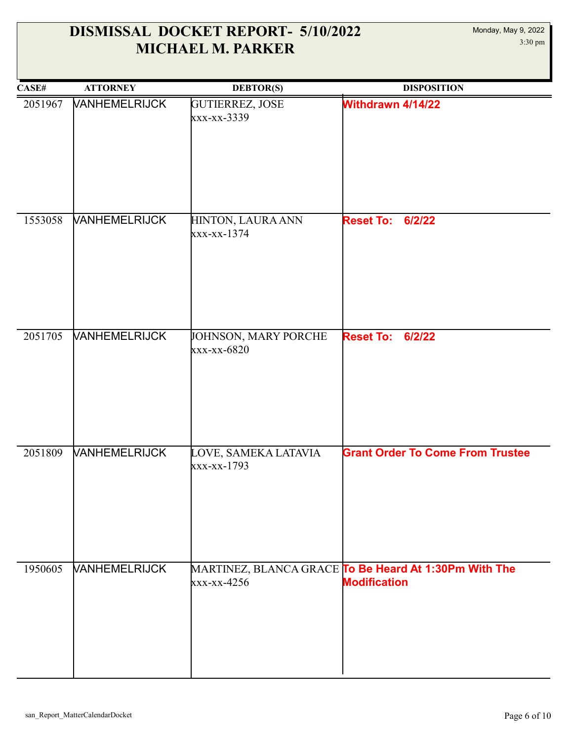# DISMISSAL DOCKET REPORT- 5/10/2022
## MICHAEL M. PARKER

Monday, May 9, 2022
3:30 pm

| CASE# | ATTORNEY | DEBTOR(S) | DISPOSITION |
|---|---|---|---|
| 2051967 | VANHEMELRIJCK | GUTIERREZ, JOSE<br>xxx-xx-3339 | **Withdrawn 4/14/22** |
| 1553058 | VANHEMELRIJCK | HINTON, LAURA ANN<br>xxx-xx-1374 | **Reset To: 6/2/22** |
| 2051705 | VANHEMELRIJCK | JOHNSON, MARY PORCHE<br>xxx-xx-6820 | **Reset To: 6/2/22** |
| 2051809 | VANHEMELRIJCK | LOVE, SAMEKA LATAVIA<br>xxx-xx-1793 | **Grant Order To Come From Trustee** |
| 1950605 | VANHEMELRIJCK | MARTINEZ, BLANCA GRACE<br>xxx-xx-4256 | **To Be Heard At 1:30Pm With The Modification** |

san_Report_MatterCalendarDocket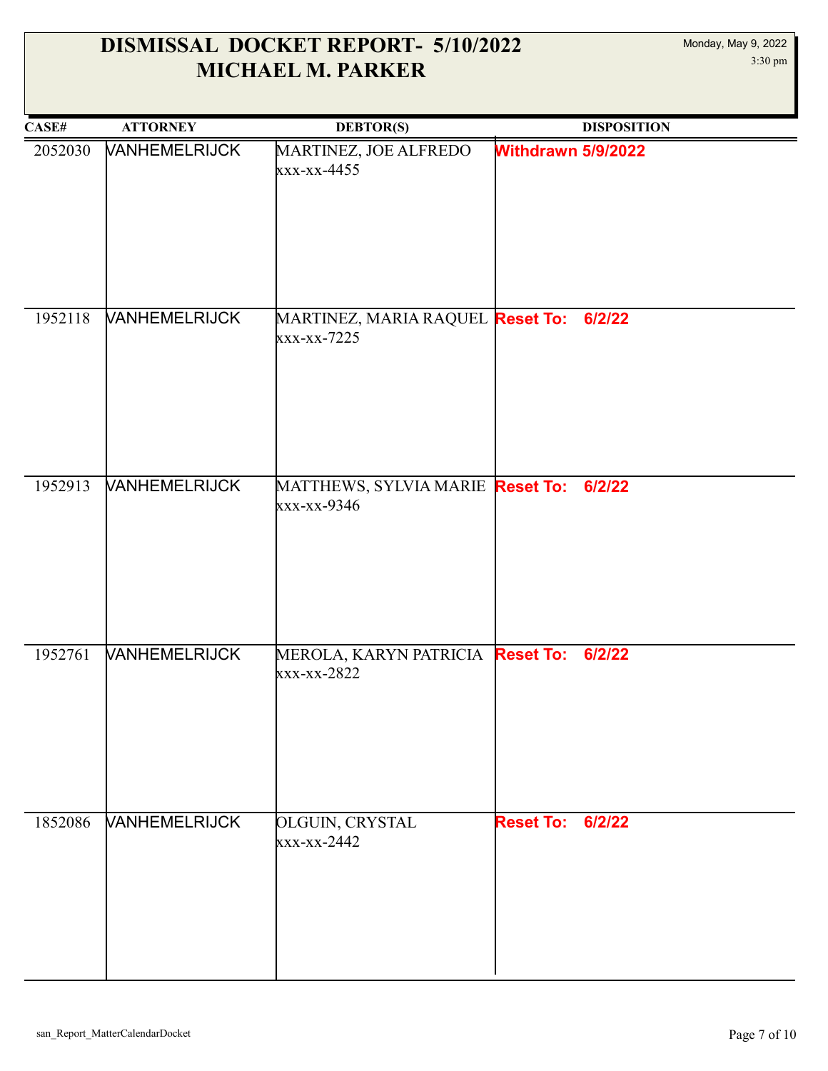# DISMISSAL DOCKET REPORT- 5/10/2022
# MICHAEL M. PARKER

Monday, May 9, 2022
3:30 pm

| CASE# | ATTORNEY | DEBTOR(S) | DISPOSITION |
| --- | --- | --- | --- |
| 2052030 | VANHEMELRIJCK | MARTINEZ, JOE ALFREDO xxx-xx-4455 | **Withdrawn 5/9/2022** |
| 1952118 | VANHEMELRIJCK | MARTINEZ, MARIA RAQUEL xxx-xx-7225 | **Reset To: 6/2/22** |
| 1952913 | VANHEMELRIJCK | MATTHEWS, SYLVIA MARIE xxx-xx-9346 | **Reset To: 6/2/22** |
| 1952761 | VANHEMELRIJCK | MEROLA, KARYN PATRICIA xxx-xx-2822 | **Reset To: 6/2/22** |
| 1852086 | VANHEMELRIJCK | OLGUIN, CRYSTAL xxx-xx-2442 | **Reset To: 6/2/22** |

san_Report_MatterCalendarDocket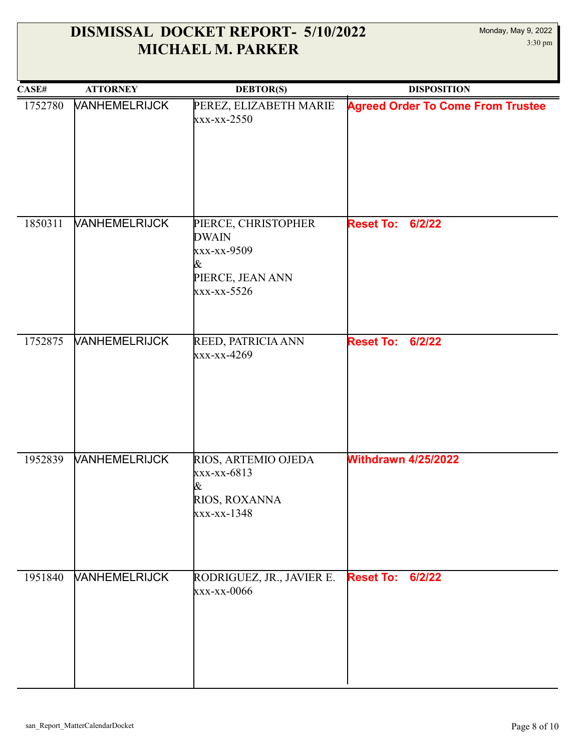# DISMISSAL DOCKET REPORT- 5/10/2022
# MICHAEL M. PARKER

Monday, May 9, 2022
3:30 pm

| CASE# | ATTORNEY | DEBTOR(S) | DISPOSITION |
|---|---|---|---|
| 1752780 | VANHEMELRIJCK | PEREZ, ELIZABETH MARIE<br>xxx-xx-2550 | **Agreed Order To Come From Trustee** |
| 1850311 | VANHEMELRIJCK | PIERCE, CHRISTOPHER DWAIN<br>xxx-xx-9509<br>&<br>PIERCE, JEAN ANN<br>xxx-xx-5526 | **Reset To: 6/2/22** |
| 1752875 | VANHEMELRIJCK | REED, PATRICIA ANN<br>xxx-xx-4269 | **Reset To: 6/2/22** |
| 1952839 | VANHEMELRIJCK | RIOS, ARTEMIO OJEDA<br>xxx-xx-6813<br>&<br>RIOS, ROXANNA<br>xxx-xx-1348 | **Withdrawn 4/25/2022** |
| 1951840 | VANHEMELRIJCK | RODRIGUEZ, JR., JAVIER E.<br>xxx-xx-0066 | **Reset To: 6/2/22** |

san_Report_MatterCalendarDocket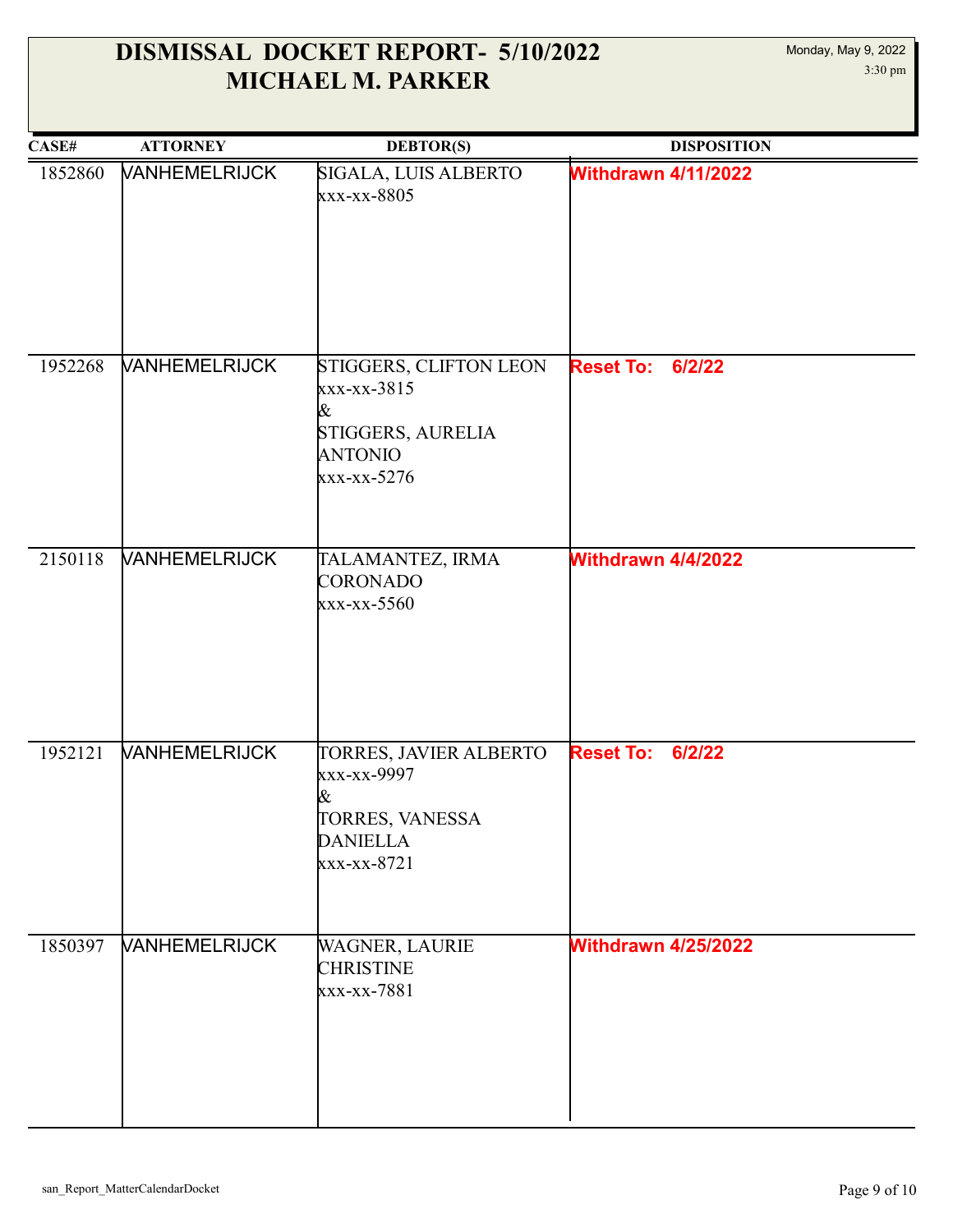# DISMISSAL DOCKET REPORT- 5/10/2022
# MICHAEL M. PARKER

Monday, May 9, 2022
3:30 pm

| CASE# | ATTORNEY | DEBTOR(S) | DISPOSITION |
|---|---|---|---|
| 1852860 | VANHEMELRIJCK | SIGALA, LUIS ALBERTO<br>xxx-xx-8805 | **Withdrawn 4/11/2022** |
| 1952268 | VANHEMELRIJCK | STIGGERS, CLIFTON LEON<br>xxx-xx-3815<br>&<br>STIGGERS, AURELIA ANTONIO<br>xxx-xx-5276 | **Reset To: 6/2/22** |
| 2150118 | VANHEMELRIJCK | TALAMANTEZ, IRMA CORONADO<br>xxx-xx-5560 | **Withdrawn 4/4/2022** |
| 1952121 | VANHEMELRIJCK | TORRES, JAVIER ALBERTO<br>xxx-xx-9997<br>&<br>TORRES, VANESSA DANIELLA<br>xxx-xx-8721 | **Reset To: 6/2/22** |
| 1850397 | VANHEMELRIJCK | WAGNER, LAURIE CHRISTINE<br>xxx-xx-7881 | **Withdrawn 4/25/2022** |

san_Report_MatterCalendarDocket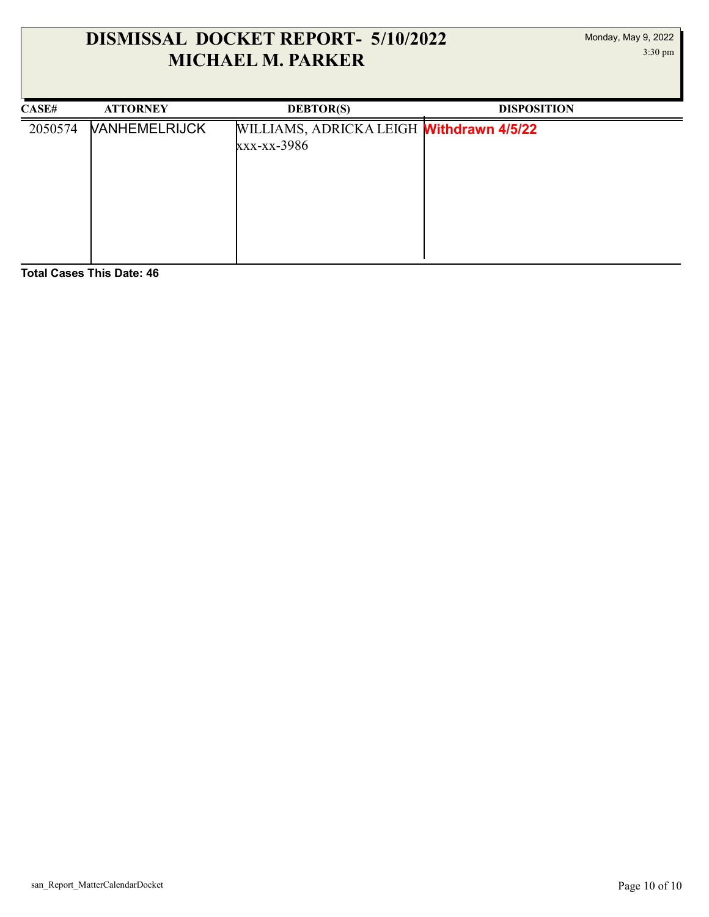# DISMISSAL DOCKET REPORT- 5/10/2022
# MICHAEL M. PARKER

Monday, May 9, 2022
3:30 pm

| CASE# | ATTORNEY | DEBTOR(S) | DISPOSITION |
| --- | --- | --- | --- |
| 2050574 | VANHEMELRIJCK | WILLIAMS, ADRICKA LEIGH xxx-xx-3986 | **Withdrawn 4/5/22** |

**Total Cases This Date: 46**

san_Report_MatterCalendarDocket